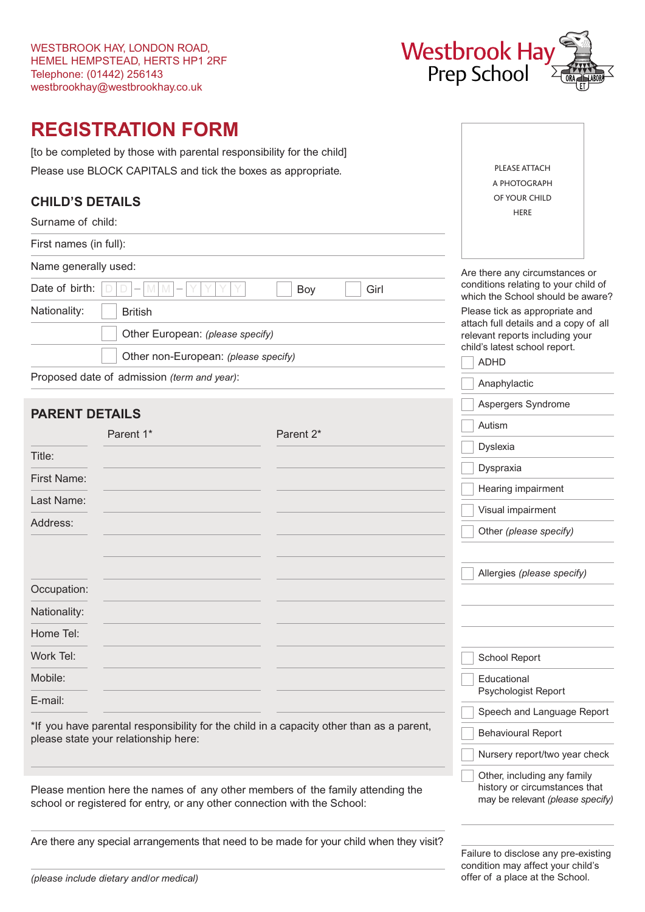WESTBROOK HAY, LONDON ROAD,
HEMEL HEMPSTEAD, HERTS HP1 2RF
Telephone: (01442) 256143
westbrookhay@westbrookhay.co.uk

Westbrook Hay
Prep School

ORA ET LABORA

# REGISTRATION FORM

[to be completed by those with parental responsibility for the child]

Please use BLOCK CAPITALS and tick the boxes as appropriate.

## CHILD'S DETAILS

Surname of child:

First names (in full):

Name generally used:

Date of birth: D D – M M – Y Y Y Y ☐ Boy ☐ Girl

Nationality: ☐ British

☐ Other European: *(please specify)*

☐ Other non-European: *(please specify)*

Proposed date of admission *(term and year)*:

## PARENT DETAILS

| | Parent 1* | Parent 2* |
|---|---|---|
| Title: | | |
| First Name: | | |
| Last Name: | | |
| Address: | | |
| | | |
| | | |
| Occupation: | | |
| Nationality: | | |
| Home Tel: | | |
| Work Tel: | | |
| Mobile: | | |
| E-mail: | | |

*If you have parental responsibility for the child in a capacity other than as a parent, please state your relationship here:

Please mention here the names of any other members of the family attending the school or registered for entry, or any other connection with the School:

Are there any special arrangements that need to be made for your child when they visit?

*(please include dietary and/or medical)*

PLEASE ATTACH A PHOTOGRAPH OF YOUR CHILD HERE

Are there any circumstances or conditions relating to your child of which the School should be aware?

Please tick as appropriate and attach full details and a copy of all relevant reports including your child's latest school report.

- ☐ ADHD
- ☐ Anaphylactic
- ☐ Aspergers Syndrome
- ☐ Autism
- ☐ Dyslexia
- ☐ Dyspraxia
- ☐ Hearing impairment
- ☐ Visual impairment
- ☐ Other *(please specify)*

- ☐ Allergies *(please specify)*

- ☐ School Report
- ☐ Educational Psychologist Report
- ☐ Speech and Language Report
- ☐ Behavioural Report
- ☐ Nursery report/two year check
- ☐ Other, including any family history or circumstances that may be relevant *(please specify)*

Failure to disclose any pre-existing condition may affect your child's offer of a place at the School.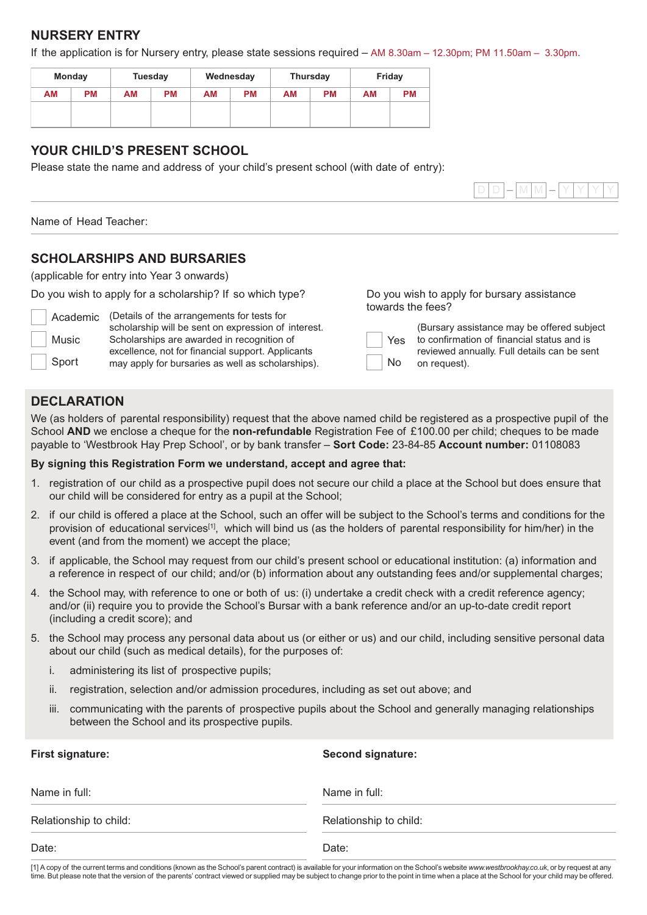## NURSERY ENTRY

If the application is for Nursery entry, please state sessions required – AM 8.30am – 12.30pm; PM 11.50am – 3.30pm.

| Monday | | Tuesday | | Wednesday | | Thursday | | Friday | |
|---|---|---|---|---|---|---|---|---|---|
| AM | PM | AM | PM | AM | PM | AM | PM | AM | PM |
| | | | | | | | | | |

## YOUR CHILD'S PRESENT SCHOOL

Please state the name and address of your child's present school (with date of entry):

D D – M M – Y Y Y Y

Name of Head Teacher:

## SCHOLARSHIPS AND BURSARIES

(applicable for entry into Year 3 onwards)

Do you wish to apply for a scholarship? If so which type?

- Academic
- Music
- Sport

(Details of the arrangements for tests for scholarship will be sent on expression of interest. Scholarships are awarded in recognition of excellence, not for financial support. Applicants may apply for bursaries as well as scholarships).

Do you wish to apply for bursary assistance towards the fees?

- Yes
- No

(Bursary assistance may be offered subject to confirmation of financial status and is reviewed annually. Full details can be sent on request).

## DECLARATION

We (as holders of parental responsibility) request that the above named child be registered as a prospective pupil of the School **AND** we enclose a cheque for the **non-refundable** Registration Fee of £100.00 per child; cheques to be made payable to 'Westbrook Hay Prep School', or by bank transfer – **Sort Code:** 23-84-85 **Account number:** 01108083

**By signing this Registration Form we understand, accept and agree that:**

1. registration of our child as a prospective pupil does not secure our child a place at the School but does ensure that our child will be considered for entry as a pupil at the School;
2. if our child is offered a place at the School, such an offer will be subject to the School's terms and conditions for the provision of educational services[1], which will bind us (as the holders of parental responsibility for him/her) in the event (and from the moment) we accept the place;
3. if applicable, the School may request from our child's present school or educational institution: (a) information and a reference in respect of our child; and/or (b) information about any outstanding fees and/or supplemental charges;
4. the School may, with reference to one or both of us: (i) undertake a credit check with a credit reference agency; and/or (ii) require you to provide the School's Bursar with a bank reference and/or an up-to-date credit report (including a credit score); and
5. the School may process any personal data about us (or either or us) and our child, including sensitive personal data about our child (such as medical details), for the purposes of:
   i. administering its list of prospective pupils;
   ii. registration, selection and/or admission procedures, including as set out above; and
   iii. communicating with the parents of prospective pupils about the School and generally managing relationships between the School and its prospective pupils.

**First signature:**

Name in full:

Relationship to child:

Date:

**Second signature:**

Name in full:

Relationship to child:

Date:

[1] A copy of the current terms and conditions (known as the School's parent contract) is available for your information on the School's website *www.westbrookhay.co.uk*, or by request at any time. But please note that the version of the parents' contract viewed or supplied may be subject to change prior to the point in time when a place at the School for your child may be offered.